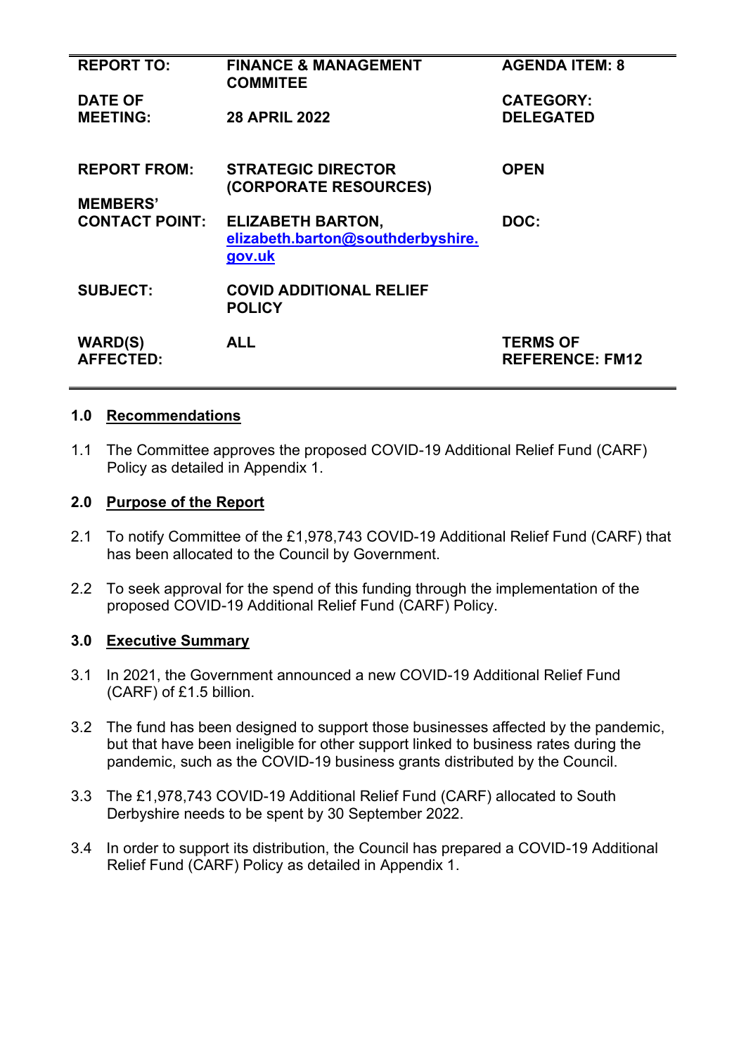| REPORT TO: | FINANCE & MANAGEMENT COMMITEE | AGENDA ITEM: 8 |
|---|---|---|
| DATE OF MEETING: | 28 APRIL 2022 | CATEGORY: DELEGATED |
| REPORT FROM: | STRATEGIC DIRECTOR (CORPORATE RESOURCES) | OPEN |
| MEMBERS' CONTACT POINT: | ELIZABETH BARTON, elizabeth.barton@southderbyshire.gov.uk | DOC: |
| SUBJECT: | COVID ADDITIONAL RELIEF POLICY | |
| WARD(S) AFFECTED: | ALL | TERMS OF REFERENCE: FM12 |

## 1.0 Recommendations

1.1 The Committee approves the proposed COVID-19 Additional Relief Fund (CARF) Policy as detailed in Appendix 1.

## 2.0 Purpose of the Report

2.1 To notify Committee of the £1,978,743 COVID-19 Additional Relief Fund (CARF) that has been allocated to the Council by Government.

2.2 To seek approval for the spend of this funding through the implementation of the proposed COVID-19 Additional Relief Fund (CARF) Policy.

## 3.0 Executive Summary

3.1 In 2021, the Government announced a new COVID-19 Additional Relief Fund (CARF) of £1.5 billion.

3.2 The fund has been designed to support those businesses affected by the pandemic, but that have been ineligible for other support linked to business rates during the pandemic, such as the COVID-19 business grants distributed by the Council.

3.3 The £1,978,743 COVID-19 Additional Relief Fund (CARF) allocated to South Derbyshire needs to be spent by 30 September 2022.

3.4 In order to support its distribution, the Council has prepared a COVID-19 Additional Relief Fund (CARF) Policy as detailed in Appendix 1.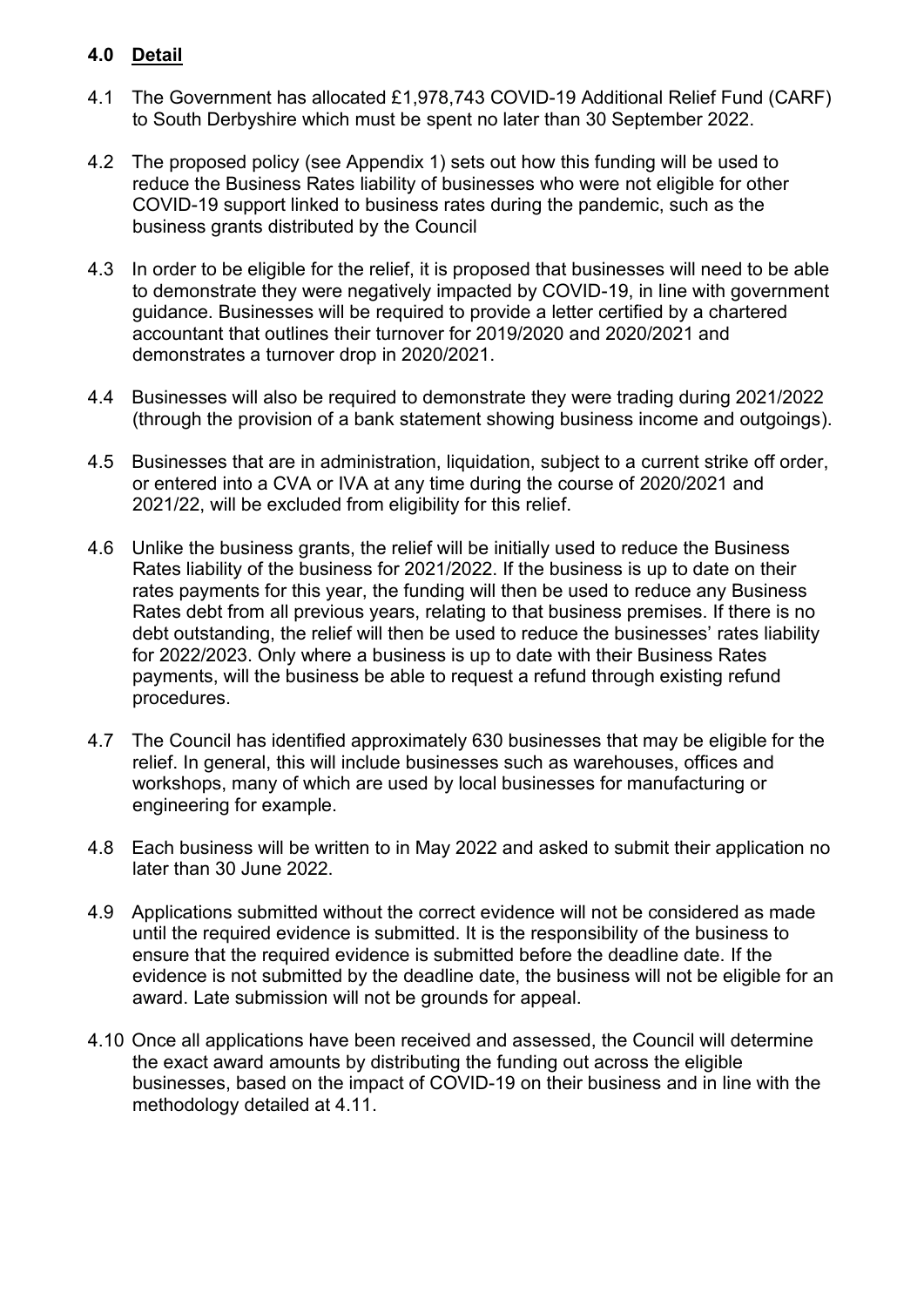## 4.0 Detail

4.1 The Government has allocated £1,978,743 COVID-19 Additional Relief Fund (CARF) to South Derbyshire which must be spent no later than 30 September 2022.

4.2 The proposed policy (see Appendix 1) sets out how this funding will be used to reduce the Business Rates liability of businesses who were not eligible for other COVID-19 support linked to business rates during the pandemic, such as the business grants distributed by the Council

4.3 In order to be eligible for the relief, it is proposed that businesses will need to be able to demonstrate they were negatively impacted by COVID-19, in line with government guidance. Businesses will be required to provide a letter certified by a chartered accountant that outlines their turnover for 2019/2020 and 2020/2021 and demonstrates a turnover drop in 2020/2021.

4.4 Businesses will also be required to demonstrate they were trading during 2021/2022 (through the provision of a bank statement showing business income and outgoings).

4.5 Businesses that are in administration, liquidation, subject to a current strike off order, or entered into a CVA or IVA at any time during the course of 2020/2021 and 2021/22, will be excluded from eligibility for this relief.

4.6 Unlike the business grants, the relief will be initially used to reduce the Business Rates liability of the business for 2021/2022. If the business is up to date on their rates payments for this year, the funding will then be used to reduce any Business Rates debt from all previous years, relating to that business premises. If there is no debt outstanding, the relief will then be used to reduce the businesses' rates liability for 2022/2023. Only where a business is up to date with their Business Rates payments, will the business be able to request a refund through existing refund procedures.

4.7 The Council has identified approximately 630 businesses that may be eligible for the relief. In general, this will include businesses such as warehouses, offices and workshops, many of which are used by local businesses for manufacturing or engineering for example.

4.8 Each business will be written to in May 2022 and asked to submit their application no later than 30 June 2022.

4.9 Applications submitted without the correct evidence will not be considered as made until the required evidence is submitted. It is the responsibility of the business to ensure that the required evidence is submitted before the deadline date. If the evidence is not submitted by the deadline date, the business will not be eligible for an award. Late submission will not be grounds for appeal.

4.10 Once all applications have been received and assessed, the Council will determine the exact award amounts by distributing the funding out across the eligible businesses, based on the impact of COVID-19 on their business and in line with the methodology detailed at 4.11.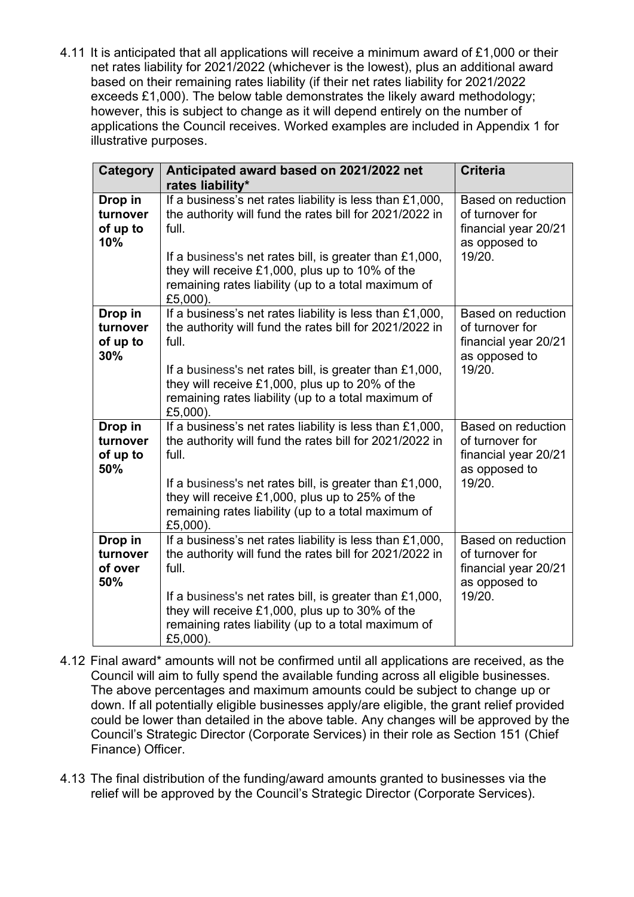4.11 It is anticipated that all applications will receive a minimum award of £1,000 or their net rates liability for 2021/2022 (whichever is the lowest), plus an additional award based on their remaining rates liability (if their net rates liability for 2021/2022 exceeds £1,000). The below table demonstrates the likely award methodology; however, this is subject to change as it will depend entirely on the number of applications the Council receives. Worked examples are included in Appendix 1 for illustrative purposes.

| Category | Anticipated award based on 2021/2022 net rates liability* | Criteria |
|---|---|---|
| **Drop in turnover of up to 10%** | If a business's net rates liability is less than £1,000, the authority will fund the rates bill for 2021/2022 in full.<br><br>If a business's net rates bill, is greater than £1,000, they will receive £1,000, plus up to 10% of the remaining rates liability (up to a total maximum of £5,000). | Based on reduction of turnover for financial year 20/21 as opposed to 19/20. |
| **Drop in turnover of up to 30%** | If a business's net rates liability is less than £1,000, the authority will fund the rates bill for 2021/2022 in full.<br><br>If a business's net rates bill, is greater than £1,000, they will receive £1,000, plus up to 20% of the remaining rates liability (up to a total maximum of £5,000). | Based on reduction of turnover for financial year 20/21 as opposed to 19/20. |
| **Drop in turnover of up to 50%** | If a business's net rates liability is less than £1,000, the authority will fund the rates bill for 2021/2022 in full.<br><br>If a business's net rates bill, is greater than £1,000, they will receive £1,000, plus up to 25% of the remaining rates liability (up to a total maximum of £5,000). | Based on reduction of turnover for financial year 20/21 as opposed to 19/20. |
| **Drop in turnover of over 50%** | If a business's net rates liability is less than £1,000, the authority will fund the rates bill for 2021/2022 in full.<br><br>If a business's net rates bill, is greater than £1,000, they will receive £1,000, plus up to 30% of the remaining rates liability (up to a total maximum of £5,000). | Based on reduction of turnover for financial year 20/21 as opposed to 19/20. |

4.12 Final award* amounts will not be confirmed until all applications are received, as the Council will aim to fully spend the available funding across all eligible businesses. The above percentages and maximum amounts could be subject to change up or down. If all potentially eligible businesses apply/are eligible, the grant relief provided could be lower than detailed in the above table. Any changes will be approved by the Council's Strategic Director (Corporate Services) in their role as Section 151 (Chief Finance) Officer.

4.13 The final distribution of the funding/award amounts granted to businesses via the relief will be approved by the Council's Strategic Director (Corporate Services).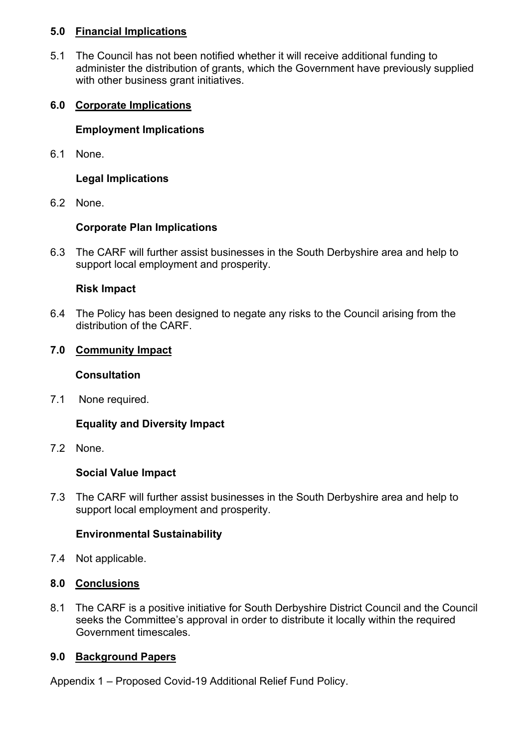## 5.0 Financial Implications

5.1 The Council has not been notified whether it will receive additional funding to administer the distribution of grants, which the Government have previously supplied with other business grant initiatives.

## 6.0 Corporate Implications

### Employment Implications

6.1 None.

### Legal Implications

6.2 None.

### Corporate Plan Implications

6.3 The CARF will further assist businesses in the South Derbyshire area and help to support local employment and prosperity.

### Risk Impact

6.4 The Policy has been designed to negate any risks to the Council arising from the distribution of the CARF.

## 7.0 Community Impact

### Consultation

7.1 None required.

### Equality and Diversity Impact

7.2 None.

### Social Value Impact

7.3 The CARF will further assist businesses in the South Derbyshire area and help to support local employment and prosperity.

### Environmental Sustainability

7.4 Not applicable.

## 8.0 Conclusions

8.1 The CARF is a positive initiative for South Derbyshire District Council and the Council seeks the Committee's approval in order to distribute it locally within the required Government timescales.

## 9.0 Background Papers

Appendix 1 – Proposed Covid-19 Additional Relief Fund Policy.